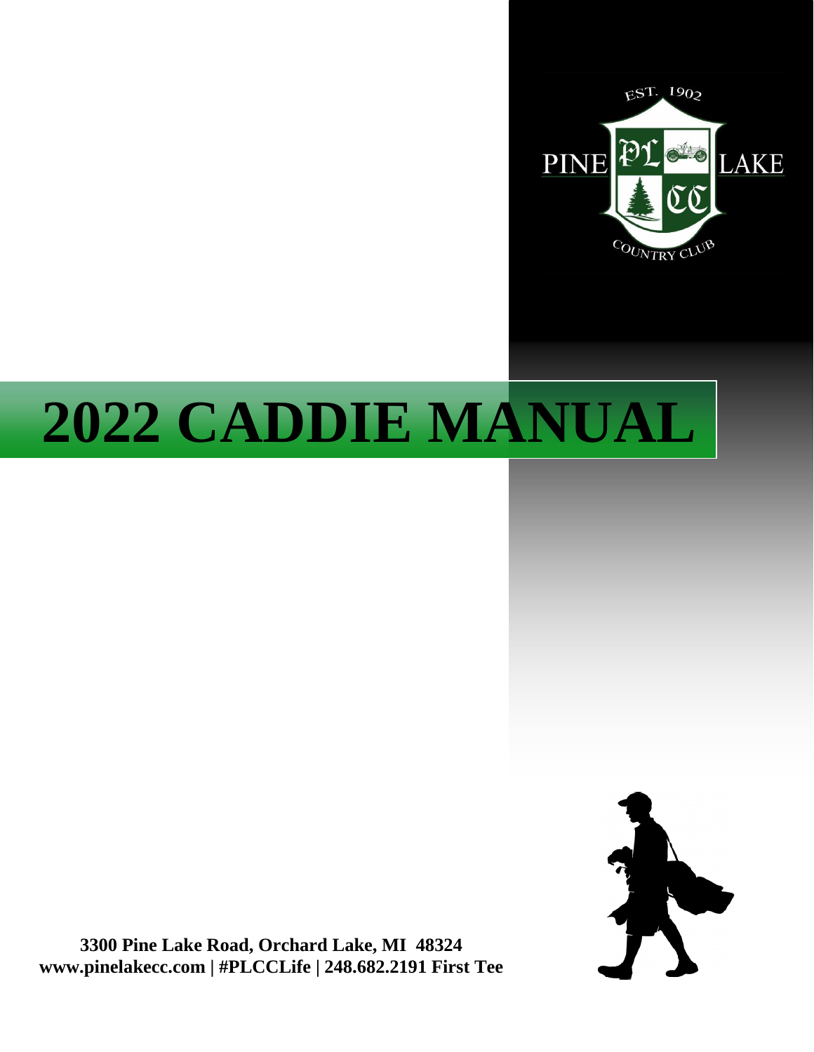EST. 1902

PINE LAKE

PL CC

COUNTRY CLUB

# 2022 CADDIE MANUAL

**3300 Pine Lake Road, Orchard Lake, MI 48324**
**www.pinelakecc.com | #PLCCLife | 248.682.2191 First Tee**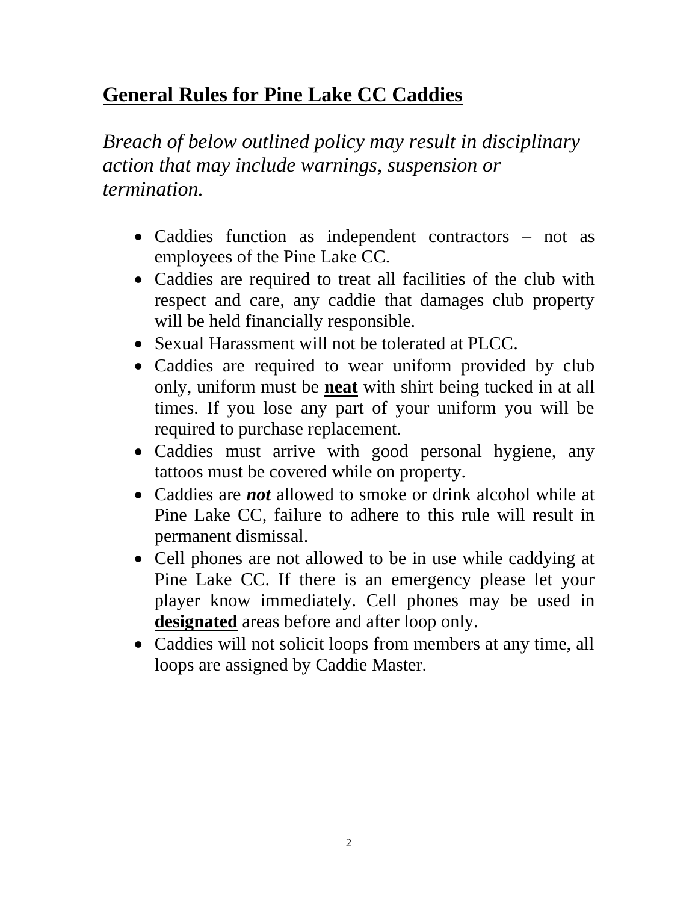## General Rules for Pine Lake CC Caddies

*Breach of below outlined policy may result in disciplinary action that may include warnings, suspension or termination.*

- Caddies function as independent contractors – not as employees of the Pine Lake CC.
- Caddies are required to treat all facilities of the club with respect and care, any caddie that damages club property will be held financially responsible.
- Sexual Harassment will not be tolerated at PLCC.
- Caddies are required to wear uniform provided by club only, uniform must be **neat** with shirt being tucked in at all times. If you lose any part of your uniform you will be required to purchase replacement.
- Caddies must arrive with good personal hygiene, any tattoos must be covered while on property.
- Caddies are ***not*** allowed to smoke or drink alcohol while at Pine Lake CC, failure to adhere to this rule will result in permanent dismissal.
- Cell phones are not allowed to be in use while caddying at Pine Lake CC. If there is an emergency please let your player know immediately. Cell phones may be used in **designated** areas before and after loop only.
- Caddies will not solicit loops from members at any time, all loops are assigned by Caddie Master.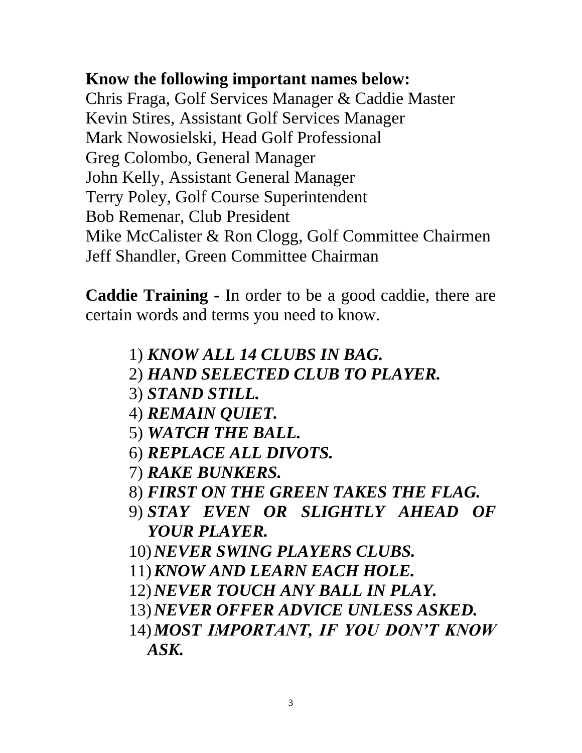**Know the following important names below:**
Chris Fraga, Golf Services Manager & Caddie Master
Kevin Stires, Assistant Golf Services Manager
Mark Nowosielski, Head Golf Professional
Greg Colombo, General Manager
John Kelly, Assistant General Manager
Terry Poley, Golf Course Superintendent
Bob Remenar, Club President
Mike McCalister & Ron Clogg, Golf Committee Chairmen
Jeff Shandler, Green Committee Chairman

**Caddie Training -** In order to be a good caddie, there are certain words and terms you need to know.

1) ***KNOW ALL 14 CLUBS IN BAG.***
2) ***HAND SELECTED CLUB TO PLAYER.***
3) ***STAND STILL.***
4) ***REMAIN QUIET.***
5) ***WATCH THE BALL.***
6) ***REPLACE ALL DIVOTS.***
7) ***RAKE BUNKERS.***
8) ***FIRST ON THE GREEN TAKES THE FLAG.***
9) ***STAY EVEN OR SLIGHTLY AHEAD OF YOUR PLAYER.***
10) ***NEVER SWING PLAYERS CLUBS.***
11) ***KNOW AND LEARN EACH HOLE.***
12) ***NEVER TOUCH ANY BALL IN PLAY.***
13) ***NEVER OFFER ADVICE UNLESS ASKED.***
14) ***MOST IMPORTANT, IF YOU DON'T KNOW ASK.***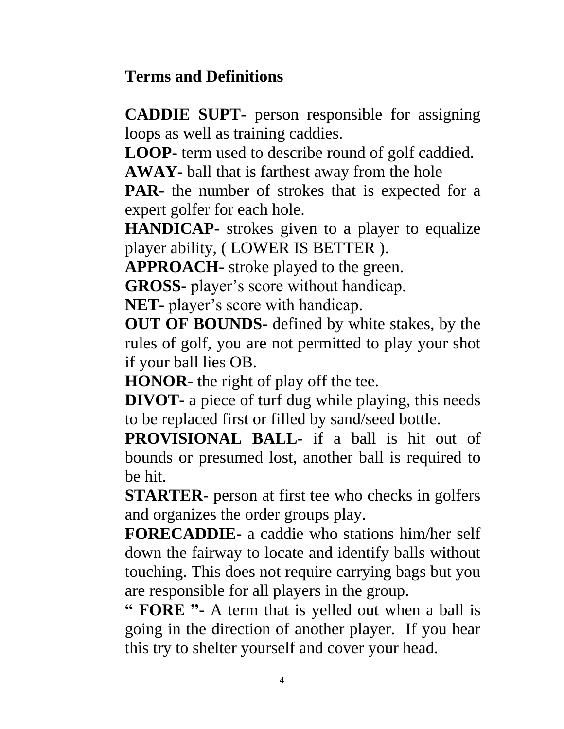## Terms and Definitions

**CADDIE SUPT-** person responsible for assigning loops as well as training caddies.

**LOOP-** term used to describe round of golf caddied.

**AWAY-** ball that is farthest away from the hole

**PAR-** the number of strokes that is expected for a expert golfer for each hole.

**HANDICAP-** strokes given to a player to equalize player ability, ( LOWER IS BETTER ).

**APPROACH-** stroke played to the green.

**GROSS-** player's score without handicap.

**NET-** player's score with handicap.

**OUT OF BOUNDS-** defined by white stakes, by the rules of golf, you are not permitted to play your shot if your ball lies OB.

**HONOR-** the right of play off the tee.

**DIVOT-** a piece of turf dug while playing, this needs to be replaced first or filled by sand/seed bottle.

**PROVISIONAL BALL-** if a ball is hit out of bounds or presumed lost, another ball is required to be hit.

**STARTER-** person at first tee who checks in golfers and organizes the order groups play.

**FORECADDIE-** a caddie who stations him/her self down the fairway to locate and identify balls without touching. This does not require carrying bags but you are responsible for all players in the group.

**" FORE "-** A term that is yelled out when a ball is going in the direction of another player. If you hear this try to shelter yourself and cover your head.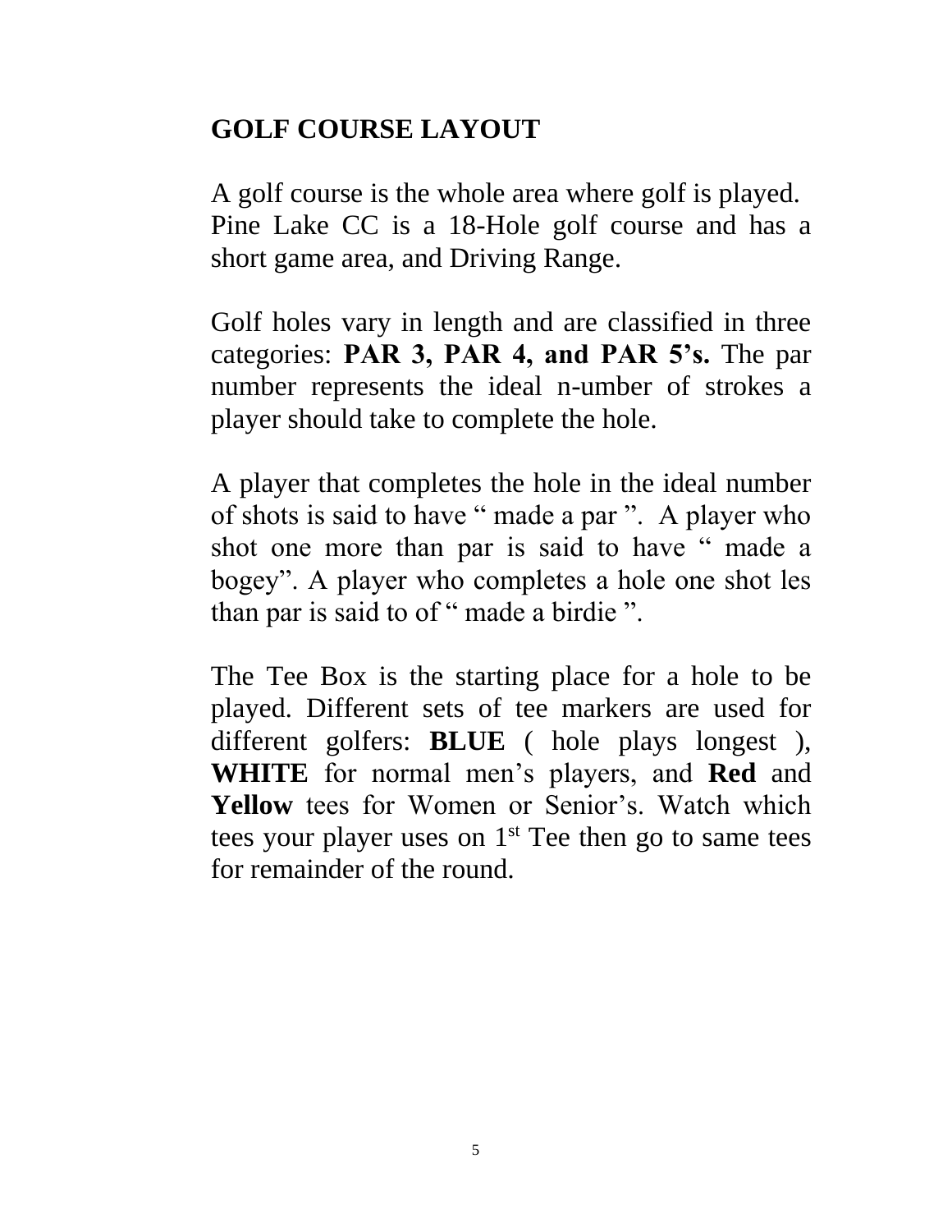# GOLF COURSE LAYOUT

A golf course is the whole area where golf is played. Pine Lake CC is a 18-Hole golf course and has a short game area, and Driving Range.

Golf holes vary in length and are classified in three categories: **PAR 3, PAR 4, and PAR 5's.** The par number represents the ideal n-umber of strokes a player should take to complete the hole.

A player that completes the hole in the ideal number of shots is said to have " made a par ". A player who shot one more than par is said to have " made a bogey". A player who completes a hole one shot les than par is said to of " made a birdie ".

The Tee Box is the starting place for a hole to be played. Different sets of tee markers are used for different golfers: **BLUE** ( hole plays longest ), **WHITE** for normal men's players, and **Red** and **Yellow** tees for Women or Senior's. Watch which tees your player uses on 1st Tee then go to same tees for remainder of the round.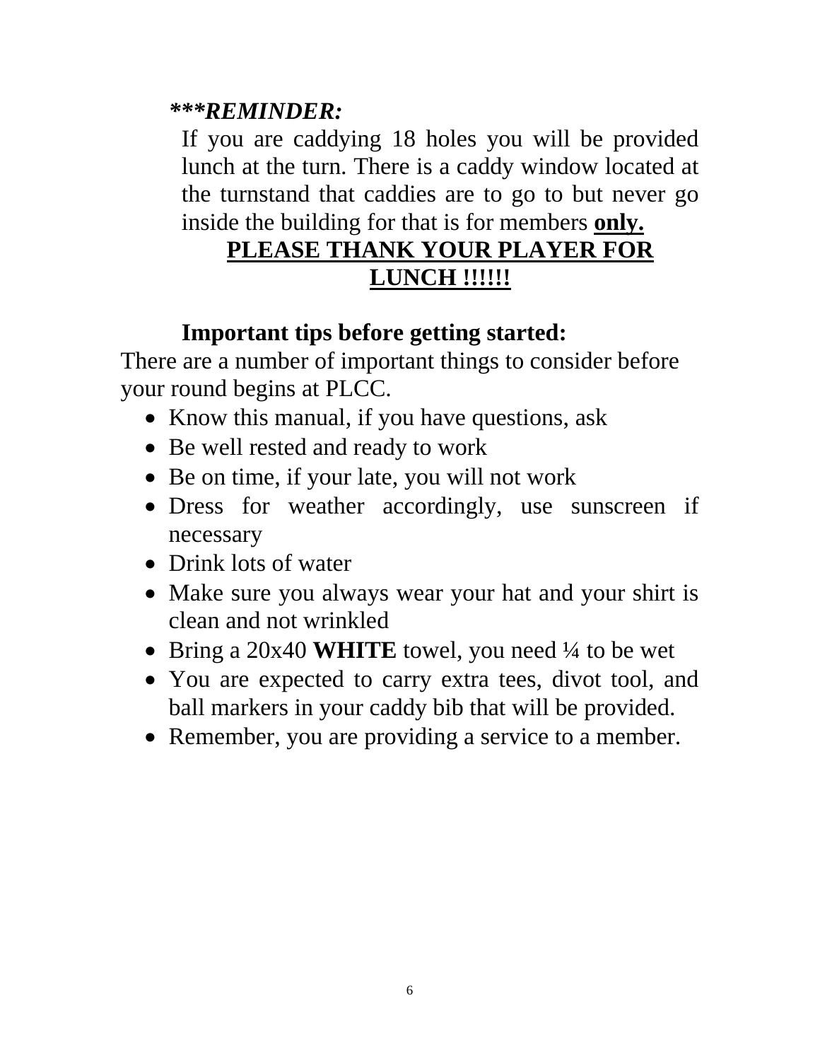***REMINDER:***

If you are caddying 18 holes you will be provided lunch at the turn. There is a caddy window located at the turnstand that caddies are to go to but never go inside the building for that is for members **<u>only.</u>**

**<u>PLEASE THANK YOUR PLAYER FOR LUNCH !!!!!!</u>**

**Important tips before getting started:**

There are a number of important things to consider before your round begins at PLCC.

- Know this manual, if you have questions, ask
- Be well rested and ready to work
- Be on time, if your late, you will not work
- Dress for weather accordingly, use sunscreen if necessary
- Drink lots of water
- Make sure you always wear your hat and your shirt is clean and not wrinkled
- Bring a 20x40 **WHITE** towel, you need ¼ to be wet
- You are expected to carry extra tees, divot tool, and ball markers in your caddy bib that will be provided.
- Remember, you are providing a service to a member.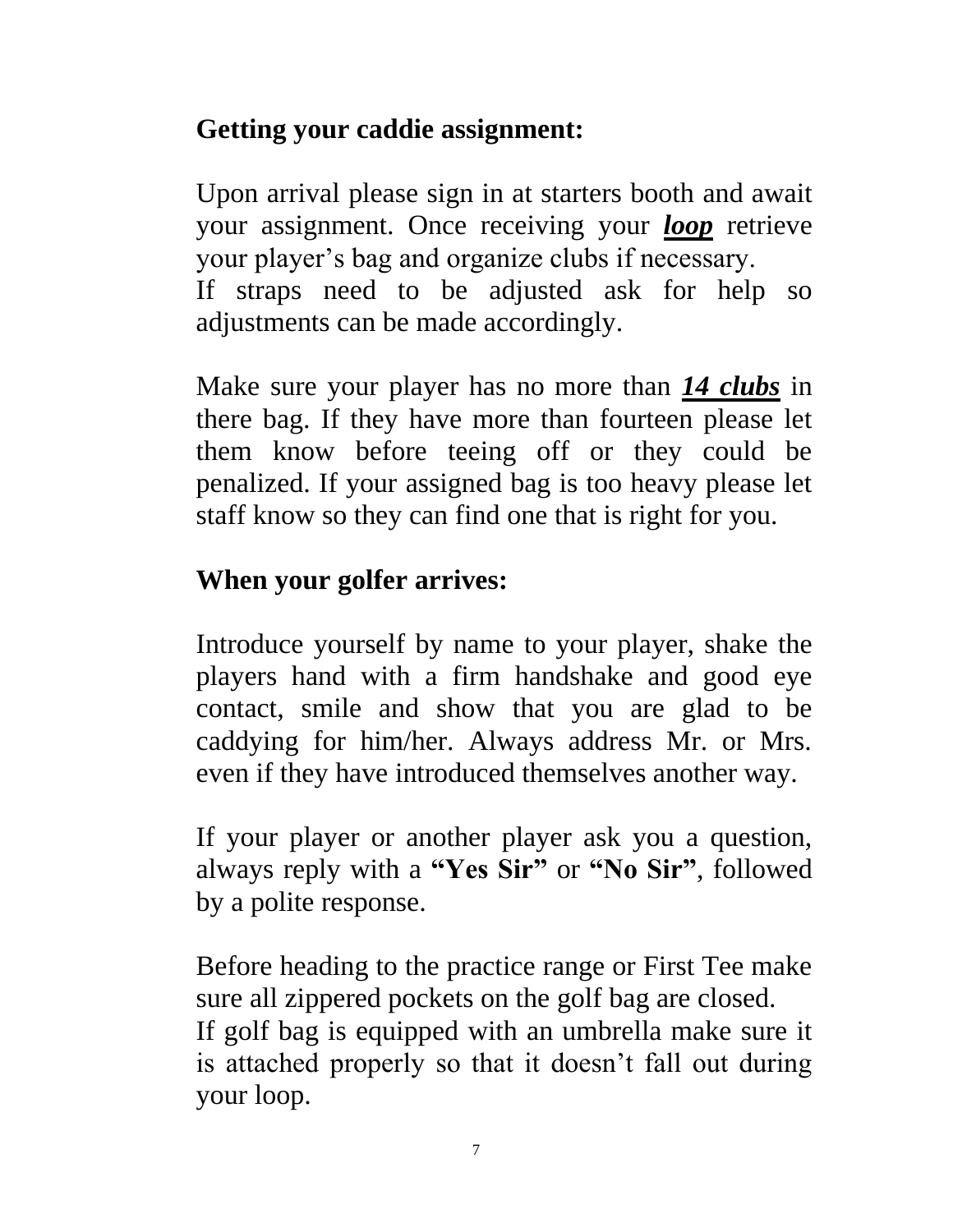## Getting your caddie assignment:

Upon arrival please sign in at starters booth and await your assignment. Once receiving your ***loop*** retrieve your player's bag and organize clubs if necessary.
If straps need to be adjusted ask for help so adjustments can be made accordingly.

Make sure your player has no more than ***14 clubs*** in there bag. If they have more than fourteen please let them know before teeing off or they could be penalized. If your assigned bag is too heavy please let staff know so they can find one that is right for you.

## When your golfer arrives:

Introduce yourself by name to your player, shake the players hand with a firm handshake and good eye contact, smile and show that you are glad to be caddying for him/her. Always address Mr. or Mrs. even if they have introduced themselves another way.

If your player or another player ask you a question, always reply with a **"Yes Sir"** or **"No Sir"**, followed by a polite response.

Before heading to the practice range or First Tee make sure all zippered pockets on the golf bag are closed.
If golf bag is equipped with an umbrella make sure it is attached properly so that it doesn't fall out during your loop.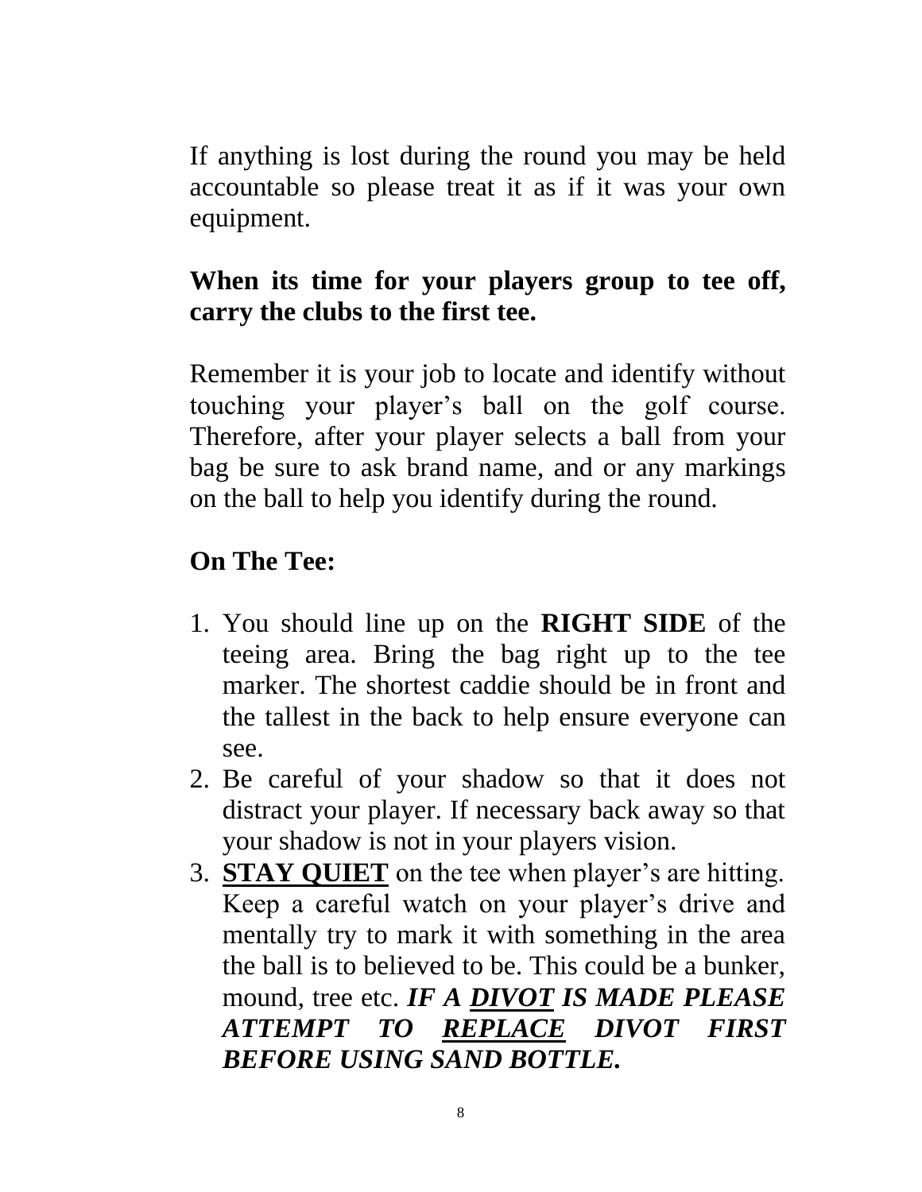If anything is lost during the round you may be held accountable so please treat it as if it was your own equipment.

**When its time for your players group to tee off, carry the clubs to the first tee.**

Remember it is your job to locate and identify without touching your player's ball on the golf course. Therefore, after your player selects a ball from your bag be sure to ask brand name, and or any markings on the ball to help you identify during the round.

**On The Tee:**

1. You should line up on the **RIGHT SIDE** of the teeing area. Bring the bag right up to the tee marker. The shortest caddie should be in front and the tallest in the back to help ensure everyone can see.
2. Be careful of your shadow so that it does not distract your player. If necessary back away so that your shadow is not in your players vision.
3. <u>**STAY QUIET**</u> on the tee when player's are hitting. Keep a careful watch on your player's drive and mentally try to mark it with something in the area the ball is to believed to be. This could be a bunker, mound, tree etc. ***IF A <u>DIVOT</u> IS MADE PLEASE ATTEMPT TO <u>REPLACE</u> DIVOT FIRST BEFORE USING SAND BOTTLE.***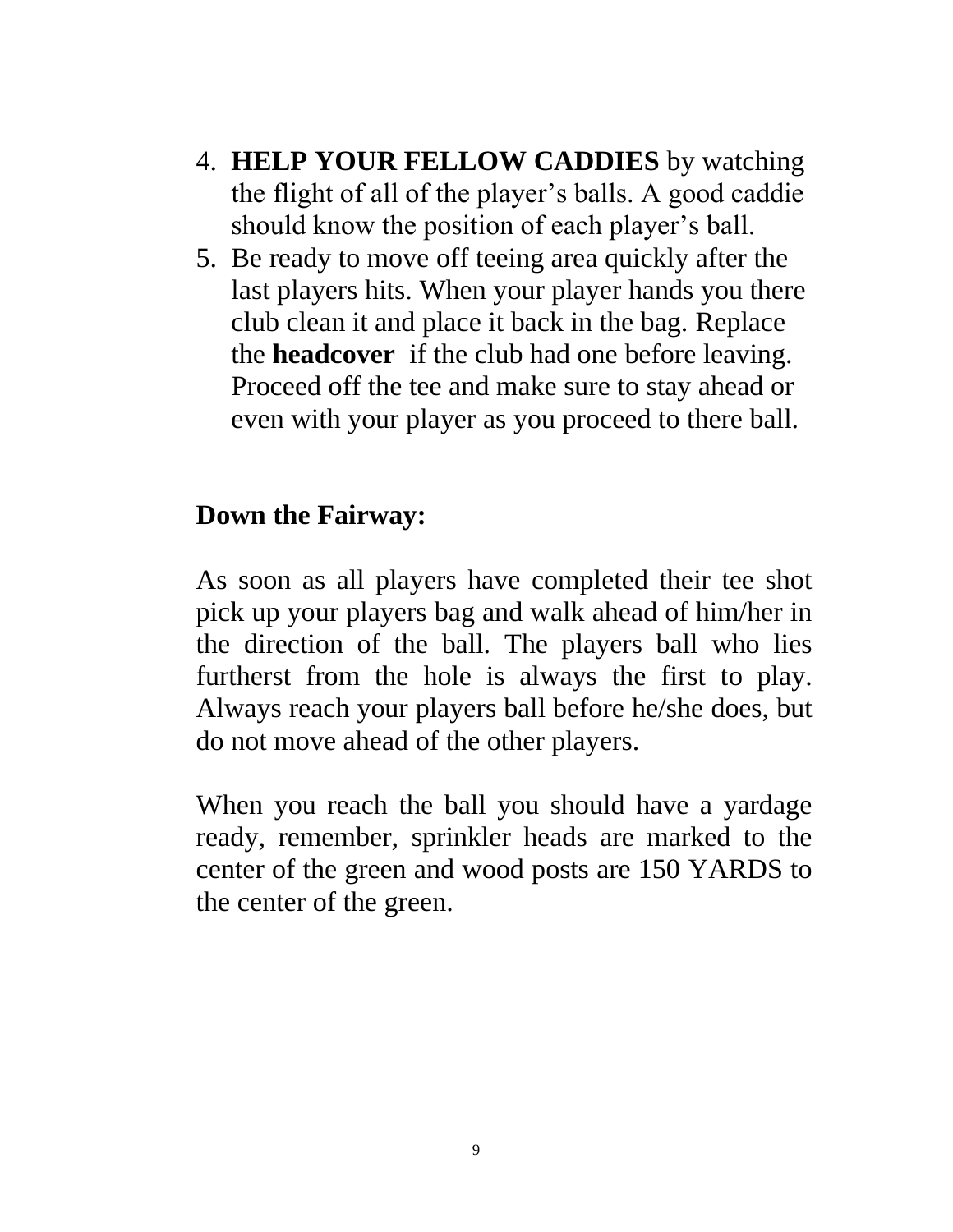4. **HELP YOUR FELLOW CADDIES** by watching the flight of all of the player's balls. A good caddie should know the position of each player's ball.
5. Be ready to move off teeing area quickly after the last players hits. When your player hands you there club clean it and place it back in the bag. Replace the **headcover** if the club had one before leaving. Proceed off the tee and make sure to stay ahead or even with your player as you proceed to there ball.

## Down the Fairway:

As soon as all players have completed their tee shot pick up your players bag and walk ahead of him/her in the direction of the ball. The players ball who lies furtherst from the hole is always the first to play. Always reach your players ball before he/she does, but do not move ahead of the other players.

When you reach the ball you should have a yardage ready, remember, sprinkler heads are marked to the center of the green and wood posts are 150 YARDS to the center of the green.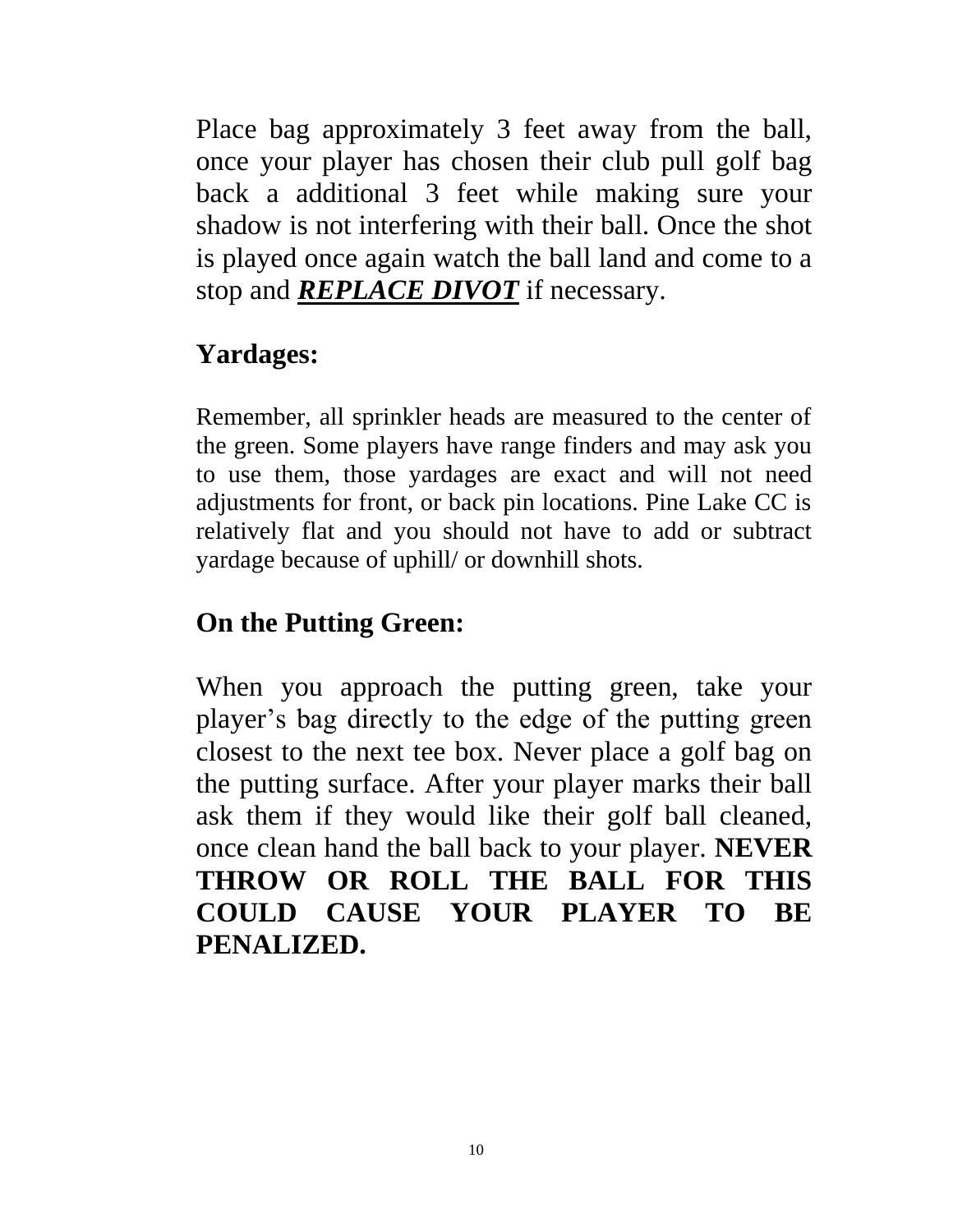Place bag approximately 3 feet away from the ball, once your player has chosen their club pull golf bag back a additional 3 feet while making sure your shadow is not interfering with their ball. Once the shot is played once again watch the ball land and come to a stop and ***REPLACE DIVOT*** if necessary.

## Yardages:

Remember, all sprinkler heads are measured to the center of the green. Some players have range finders and may ask you to use them, those yardages are exact and will not need adjustments for front, or back pin locations. Pine Lake CC is relatively flat and you should not have to add or subtract yardage because of uphill/ or downhill shots.

## On the Putting Green:

When you approach the putting green, take your player's bag directly to the edge of the putting green closest to the next tee box. Never place a golf bag on the putting surface. After your player marks their ball ask them if they would like their golf ball cleaned, once clean hand the ball back to your player. **NEVER THROW OR ROLL THE BALL FOR THIS COULD CAUSE YOUR PLAYER TO BE PENALIZED.**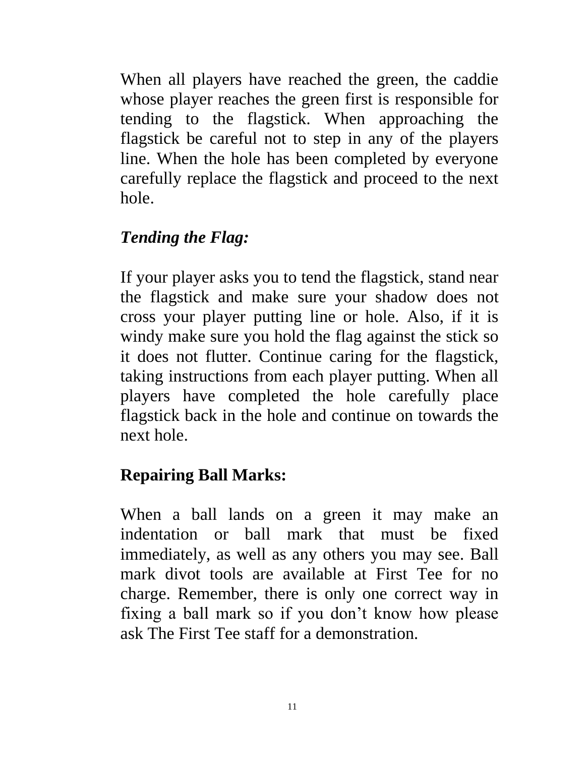When all players have reached the green, the caddie whose player reaches the green first is responsible for tending to the flagstick. When approaching the flagstick be careful not to step in any of the players line. When the hole has been completed by everyone carefully replace the flagstick and proceed to the next hole.

### *Tending the Flag:*

If your player asks you to tend the flagstick, stand near the flagstick and make sure your shadow does not cross your player putting line or hole. Also, if it is windy make sure you hold the flag against the stick so it does not flutter. Continue caring for the flagstick, taking instructions from each player putting. When all players have completed the hole carefully place flagstick back in the hole and continue on towards the next hole.

### Repairing Ball Marks:

When a ball lands on a green it may make an indentation or ball mark that must be fixed immediately, as well as any others you may see. Ball mark divot tools are available at First Tee for no charge. Remember, there is only one correct way in fixing a ball mark so if you don't know how please ask The First Tee staff for a demonstration.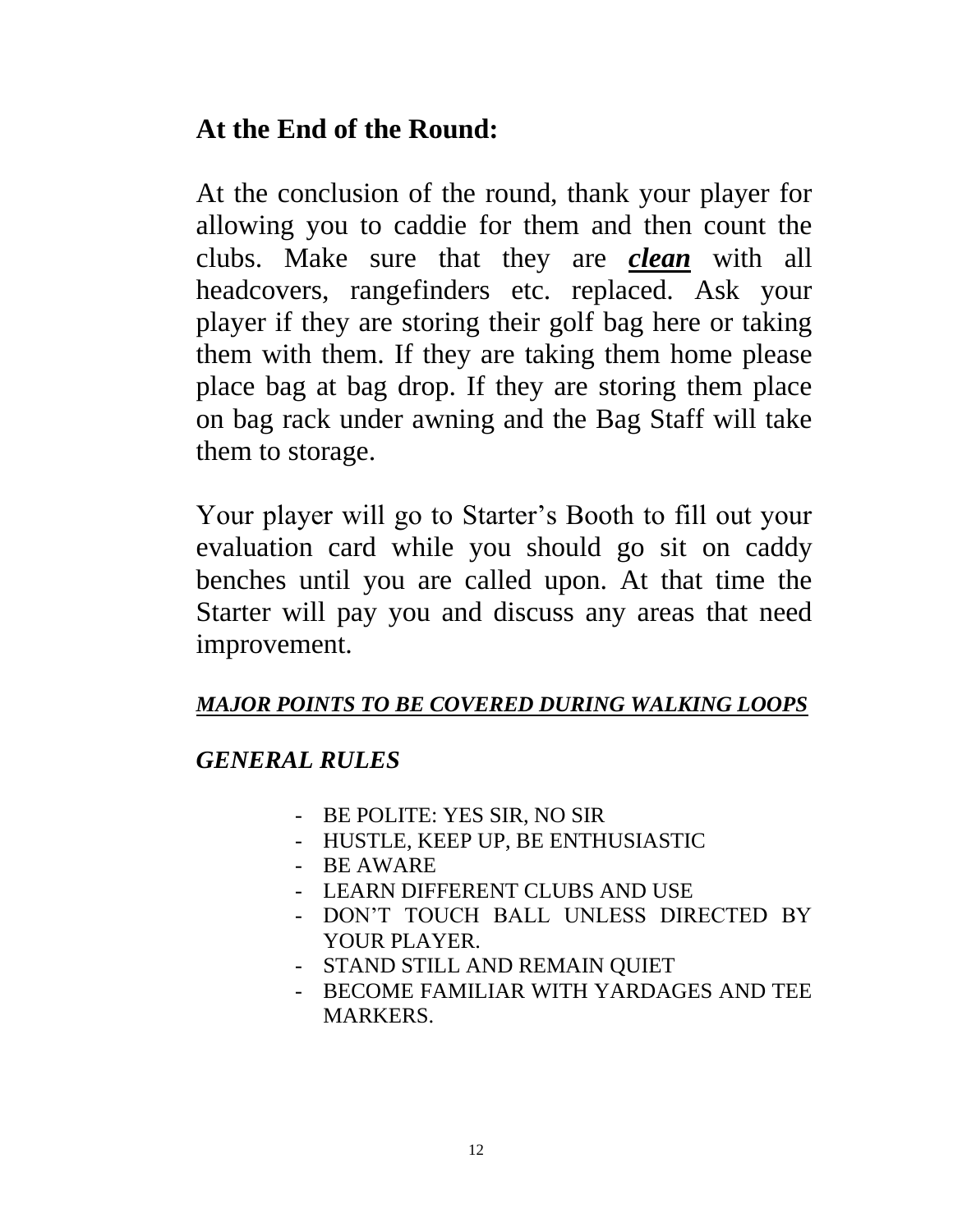## At the End of the Round:

At the conclusion of the round, thank your player for allowing you to caddie for them and then count the clubs. Make sure that they are ***clean*** with all headcovers, rangefinders etc. replaced. Ask your player if they are storing their golf bag here or taking them with them. If they are taking them home please place bag at bag drop. If they are storing them place on bag rack under awning and the Bag Staff will take them to storage.

Your player will go to Starter's Booth to fill out your evaluation card while you should go sit on caddy benches until you are called upon. At that time the Starter will pay you and discuss any areas that need improvement.

***MAJOR POINTS TO BE COVERED DURING WALKING LOOPS***

### *GENERAL RULES*

- BE POLITE: YES SIR, NO SIR
- HUSTLE, KEEP UP, BE ENTHUSIASTIC
- BE AWARE
- LEARN DIFFERENT CLUBS AND USE
- DON'T TOUCH BALL UNLESS DIRECTED BY YOUR PLAYER.
- STAND STILL AND REMAIN QUIET
- BECOME FAMILIAR WITH YARDAGES AND TEE MARKERS.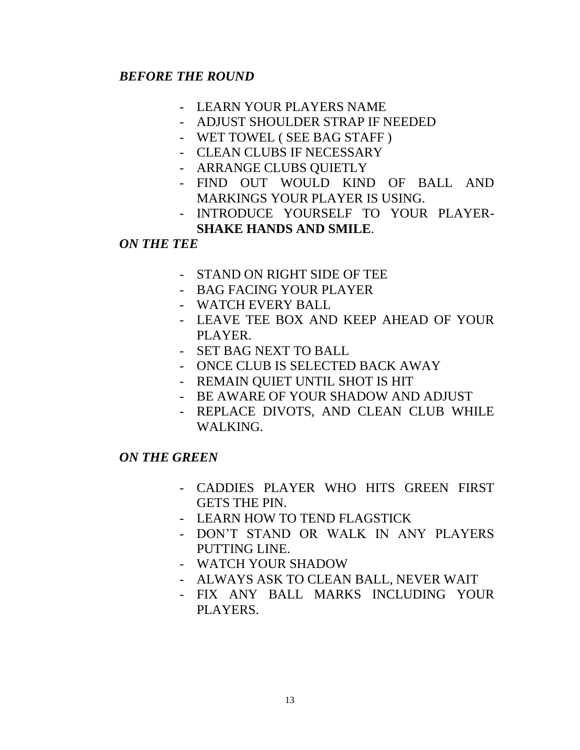***BEFORE THE ROUND***

- LEARN YOUR PLAYERS NAME
- ADJUST SHOULDER STRAP IF NEEDED
- WET TOWEL ( SEE BAG STAFF )
- CLEAN CLUBS IF NECESSARY
- ARRANGE CLUBS QUIETLY
- FIND OUT WOULD KIND OF BALL AND MARKINGS YOUR PLAYER IS USING.
- INTRODUCE YOURSELF TO YOUR PLAYER- **SHAKE HANDS AND SMILE**.

***ON THE TEE***

- STAND ON RIGHT SIDE OF TEE
- BAG FACING YOUR PLAYER
- WATCH EVERY BALL
- LEAVE TEE BOX AND KEEP AHEAD OF YOUR PLAYER.
- SET BAG NEXT TO BALL
- ONCE CLUB IS SELECTED BACK AWAY
- REMAIN QUIET UNTIL SHOT IS HIT
- BE AWARE OF YOUR SHADOW AND ADJUST
- REPLACE DIVOTS, AND CLEAN CLUB WHILE WALKING.

***ON THE GREEN***

- CADDIES PLAYER WHO HITS GREEN FIRST GETS THE PIN.
- LEARN HOW TO TEND FLAGSTICK
- DON'T STAND OR WALK IN ANY PLAYERS PUTTING LINE.
- WATCH YOUR SHADOW
- ALWAYS ASK TO CLEAN BALL, NEVER WAIT
- FIX ANY BALL MARKS INCLUDING YOUR PLAYERS.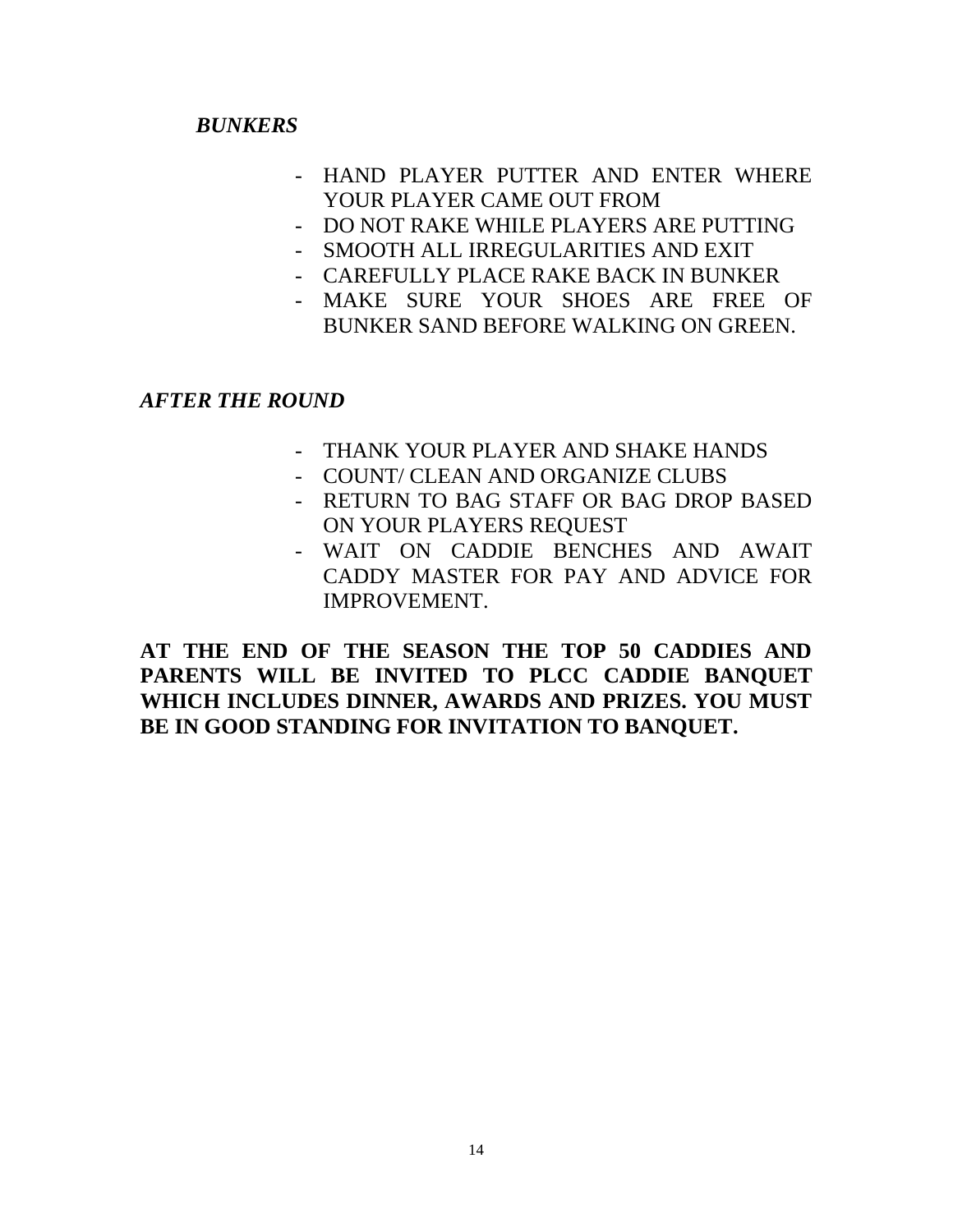### *BUNKERS*

- HAND PLAYER PUTTER AND ENTER WHERE YOUR PLAYER CAME OUT FROM
- DO NOT RAKE WHILE PLAYERS ARE PUTTING
- SMOOTH ALL IRREGULARITIES AND EXIT
- CAREFULLY PLACE RAKE BACK IN BUNKER
- MAKE SURE YOUR SHOES ARE FREE OF BUNKER SAND BEFORE WALKING ON GREEN.

### *AFTER THE ROUND*

- THANK YOUR PLAYER AND SHAKE HANDS
- COUNT/ CLEAN AND ORGANIZE CLUBS
- RETURN TO BAG STAFF OR BAG DROP BASED ON YOUR PLAYERS REQUEST
- WAIT ON CADDIE BENCHES AND AWAIT CADDY MASTER FOR PAY AND ADVICE FOR IMPROVEMENT.

**AT THE END OF THE SEASON THE TOP 50 CADDIES AND PARENTS WILL BE INVITED TO PLCC CADDIE BANQUET WHICH INCLUDES DINNER, AWARDS AND PRIZES. YOU MUST BE IN GOOD STANDING FOR INVITATION TO BANQUET.**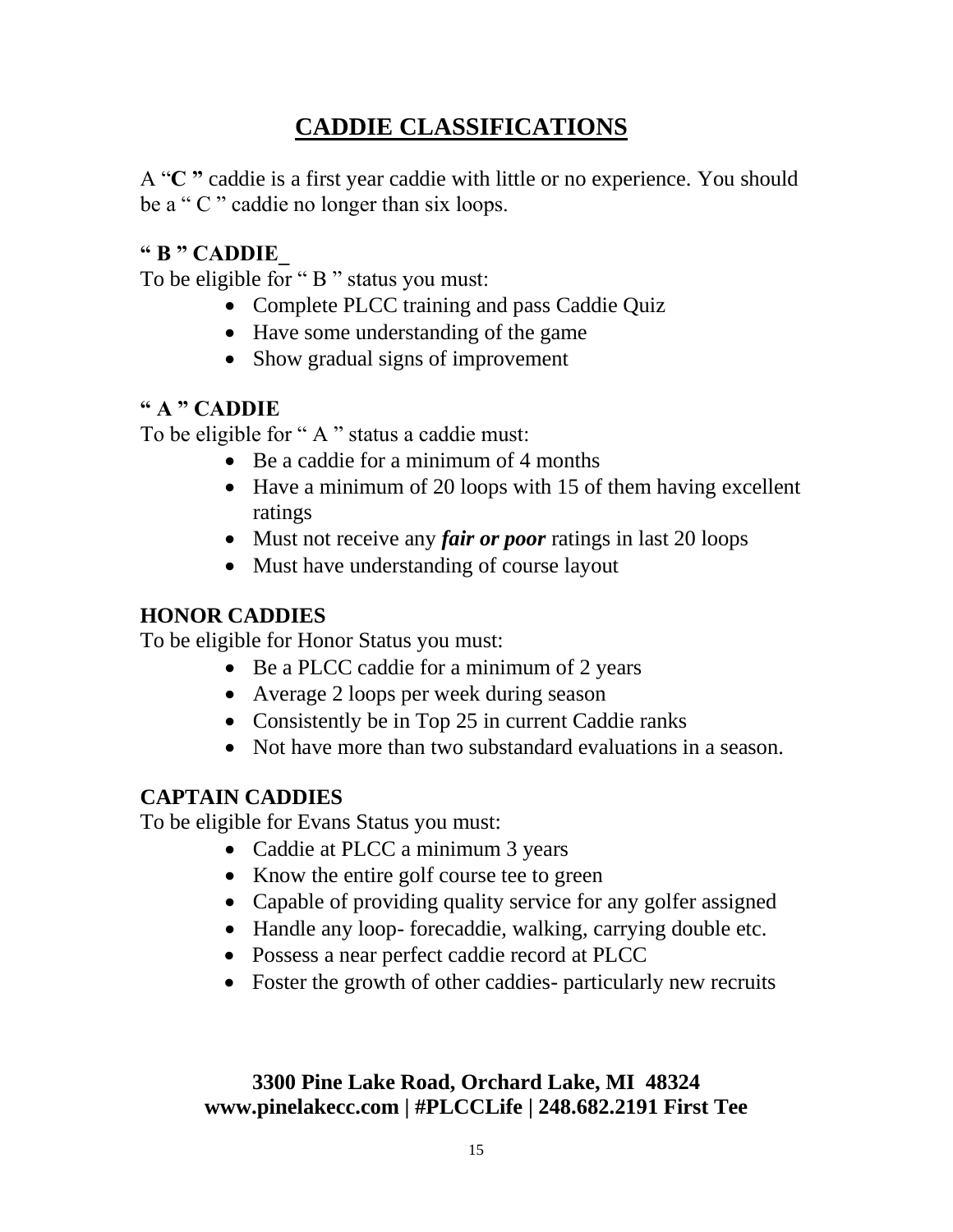# CADDIE CLASSIFICATIONS

A "**C "** caddie is a first year caddie with little or no experience. You should be a " C " caddie no longer than six loops.

**" B " CADDIE_**

To be eligible for " B " status you must:

- Complete PLCC training and pass Caddie Quiz
- Have some understanding of the game
- Show gradual signs of improvement

**" A " CADDIE**

To be eligible for " A " status a caddie must:

- Be a caddie for a minimum of 4 months
- Have a minimum of 20 loops with 15 of them having excellent ratings
- Must not receive any ***fair or poor*** ratings in last 20 loops
- Must have understanding of course layout

**HONOR CADDIES**

To be eligible for Honor Status you must:

- Be a PLCC caddie for a minimum of 2 years
- Average 2 loops per week during season
- Consistently be in Top 25 in current Caddie ranks
- Not have more than two substandard evaluations in a season.

**CAPTAIN CADDIES**

To be eligible for Evans Status you must:

- Caddie at PLCC a minimum 3 years
- Know the entire golf course tee to green
- Capable of providing quality service for any golfer assigned
- Handle any loop- forecaddie, walking, carrying double etc.
- Possess a near perfect caddie record at PLCC
- Foster the growth of other caddies- particularly new recruits

**3300 Pine Lake Road, Orchard Lake, MI 48324**
**www.pinelakecc.com | #PLCCLife | 248.682.2191 First Tee**